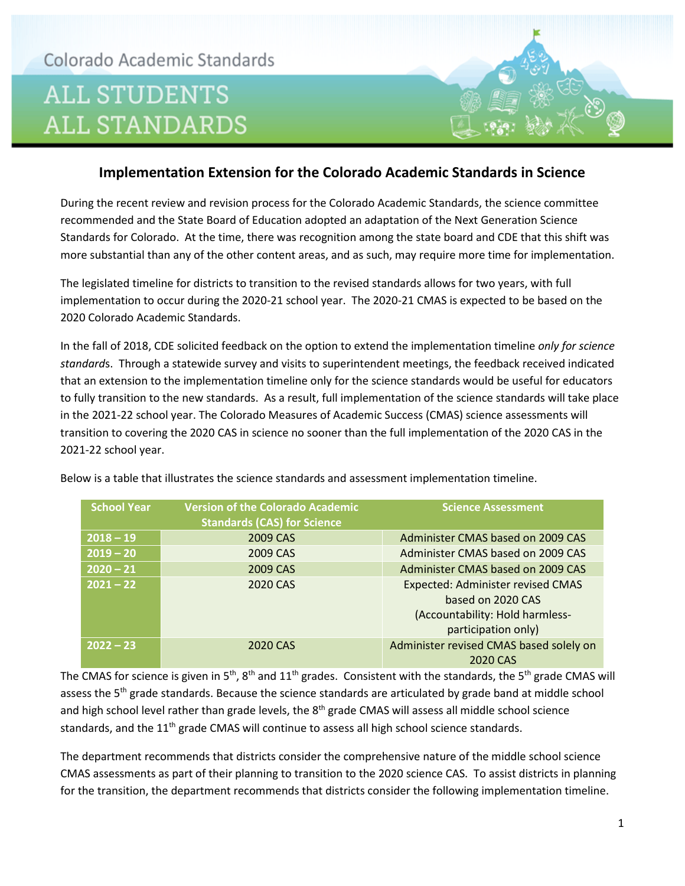Colorado Academic Standards

# ALL STUDENTS ALL STANDARDS

## Implementation Extension for the Colorado Academic Standards in Science

During the recent review and revision process for the Colorado Academic Standards, the science committee recommended and the State Board of Education adopted an adaptation of the Next Generation Science Standards for Colorado. At the time, there was recognition among the state board and CDE that this shift was more substantial than any of the other content areas, and as such, may require more time for implementation.

The legislated timeline for districts to transition to the revised standards allows for two years, with full implementation to occur during the 2020-21 school year. The 2020-21 CMAS is expected to be based on the 2020 Colorado Academic Standards.

In the fall of 2018, CDE solicited feedback on the option to extend the implementation timeline *only for science standard*s. Through a statewide survey and visits to superintendent meetings, the feedback received indicated that an extension to the implementation timeline only for the science standards would be useful for educators to fully transition to the new standards. As a result, full implementation of the science standards will take place in the 2021-22 school year. The Colorado Measures of Academic Success (CMAS) science assessments will transition to covering the 2020 CAS in science no sooner than the full implementation of the 2020 CAS in the 2021-22 school year.

Below is a table that illustrates the science standards and assessment implementation timeline.

| School Year | Version of the Colorado Academic Standards (CAS) for Science | Science Assessment |
|---|---|---|
| 2018 – 19 | 2009 CAS | Administer CMAS based on 2009 CAS |
| 2019 – 20 | 2009 CAS | Administer CMAS based on 2009 CAS |
| 2020 – 21 | 2009 CAS | Administer CMAS based on 2009 CAS |
| 2021 – 22 | 2020 CAS | Expected: Administer revised CMAS based on 2020 CAS (Accountability: Hold harmless-participation only) |
| 2022 – 23 | 2020 CAS | Administer revised CMAS based solely on 2020 CAS |

The CMAS for science is given in 5th, 8th and 11th grades. Consistent with the standards, the 5th grade CMAS will assess the 5th grade standards. Because the science standards are articulated by grade band at middle school and high school level rather than grade levels, the 8th grade CMAS will assess all middle school science standards, and the 11th grade CMAS will continue to assess all high school science standards.

The department recommends that districts consider the comprehensive nature of the middle school science CMAS assessments as part of their planning to transition to the 2020 science CAS. To assist districts in planning for the transition, the department recommends that districts consider the following implementation timeline.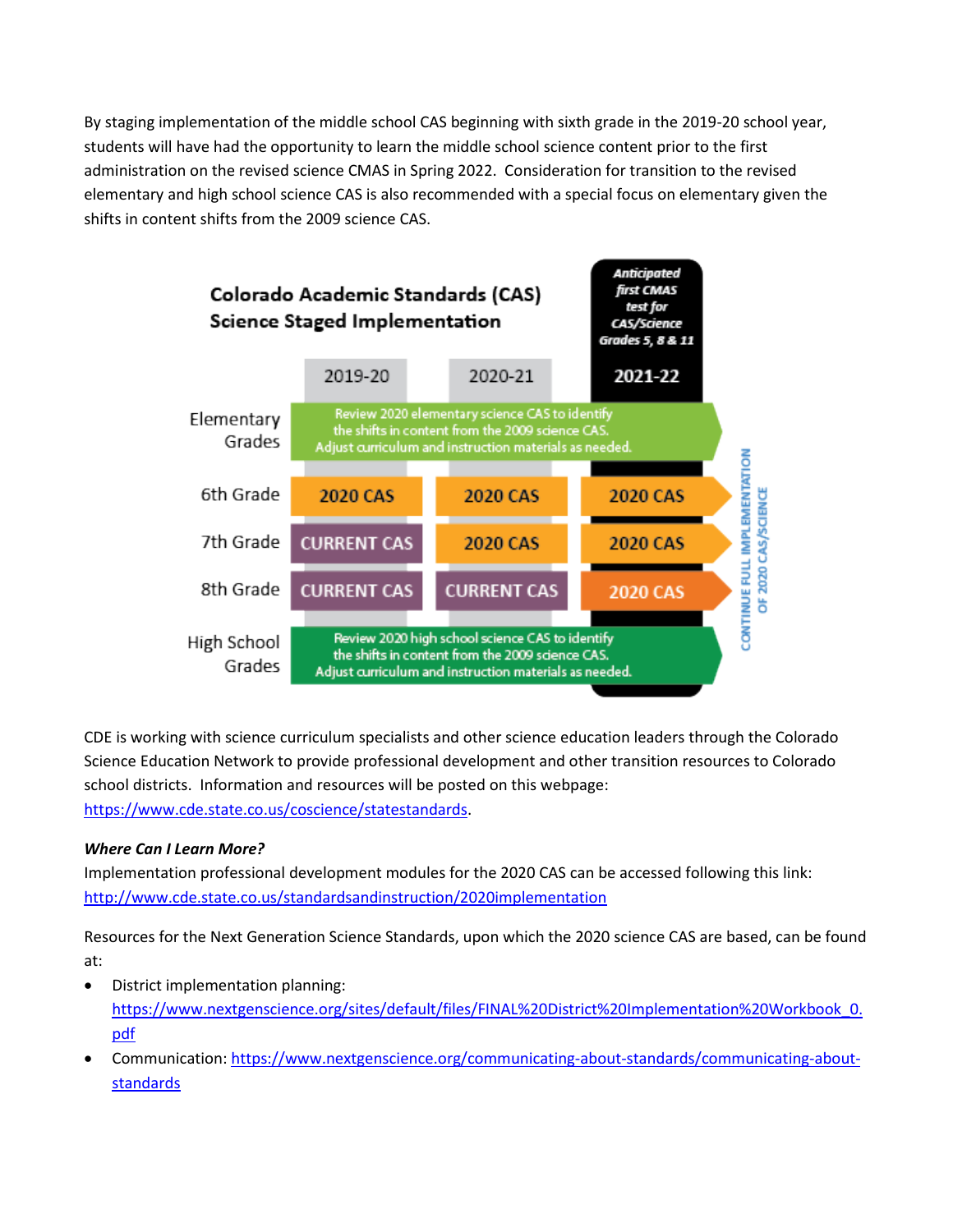By staging implementation of the middle school CAS beginning with sixth grade in the 2019-20 school year, students will have had the opportunity to learn the middle school science content prior to the first administration on the revised science CMAS in Spring 2022. Consideration for transition to the revised elementary and high school science CAS is also recommended with a special focus on elementary given the shifts in content shifts from the 2009 science CAS.

Colorado Academic Standards (CAS)
Science Staged Implementation

Anticipated first CMAS test for CAS/Science Grades 5, 8 & 11

2019-20
2020-21
2021-22

Elementary Grades
Review 2020 elementary science CAS to identify the shifts in content from the 2009 science CAS. Adjust curriculum and instruction materials as needed.

6th Grade
2020 CAS
2020 CAS
2020 CAS

7th Grade
CURRENT CAS
2020 CAS
2020 CAS

8th Grade
CURRENT CAS
CURRENT CAS
2020 CAS

High School Grades
Review 2020 high school science CAS to identify the shifts in content from the 2009 science CAS. Adjust curriculum and instruction materials as needed.

CONTINUE FULL IMPLEMENTATION OF 2020 CAS/SCIENCE

CDE is working with science curriculum specialists and other science education leaders through the Colorado Science Education Network to provide professional development and other transition resources to Colorado school districts. Information and resources will be posted on this webpage: https://www.cde.state.co.us/coscience/statestandards.

***Where Can I Learn More?***

Implementation professional development modules for the 2020 CAS can be accessed following this link: http://www.cde.state.co.us/standardsandinstruction/2020implementation

Resources for the Next Generation Science Standards, upon which the 2020 science CAS are based, can be found at:

- District implementation planning: https://www.nextgenscience.org/sites/default/files/FINAL%20District%20Implementation%20Workbook_0.pdf
- Communication: https://www.nextgenscience.org/communicating-about-standards/communicating-about-standards